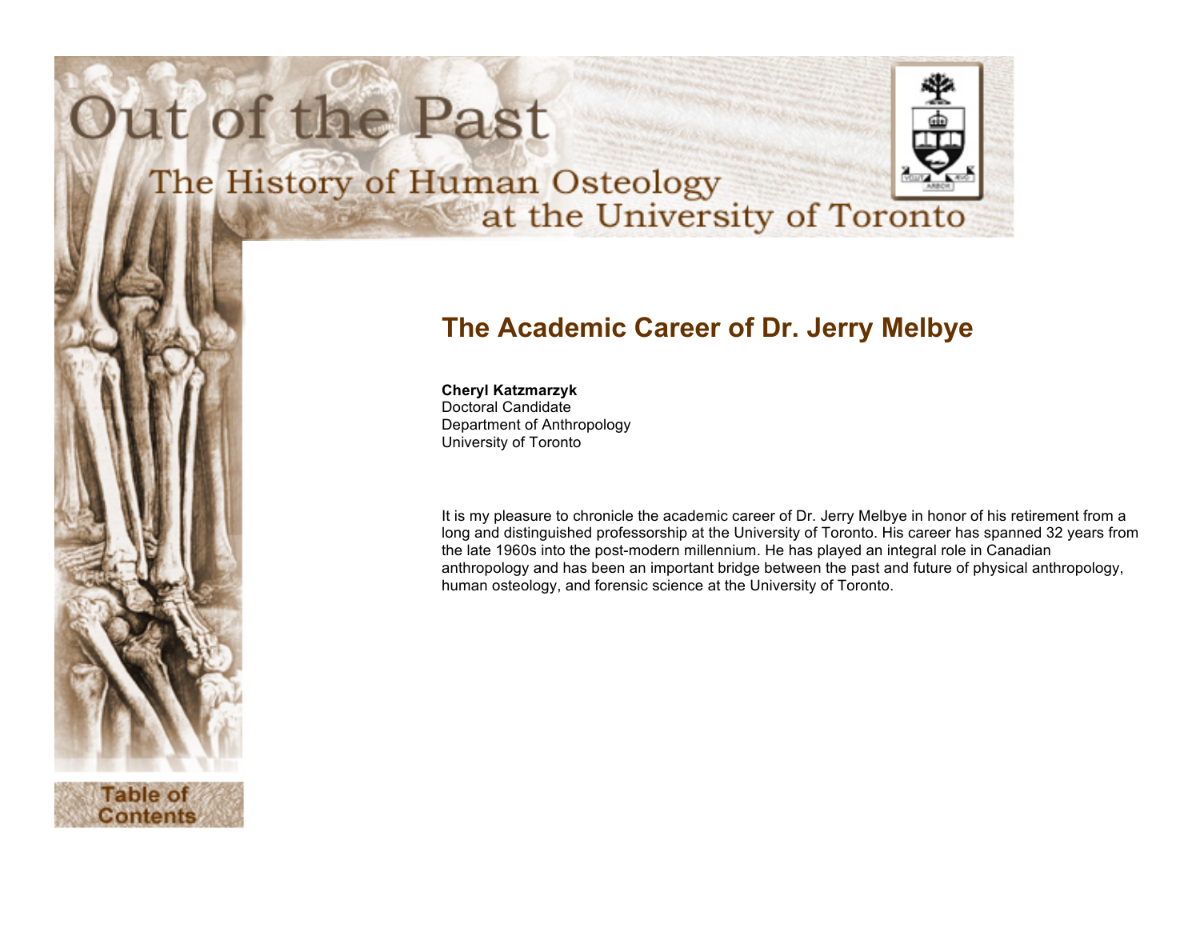# Out of the Past

## The History of Human Osteology at the University of Toronto

## The Academic Career of Dr. Jerry Melbye

**Cheryl Katzmarzyk**
Doctoral Candidate
Department of Anthropology
University of Toronto

It is my pleasure to chronicle the academic career of Dr. Jerry Melbye in honor of his retirement from a long and distinguished professorship at the University of Toronto. His career has spanned 32 years from the late 1960s into the post-modern millennium. He has played an integral role in Canadian anthropology and has been an important bridge between the past and future of physical anthropology, human osteology, and forensic science at the University of Toronto.

Table of Contents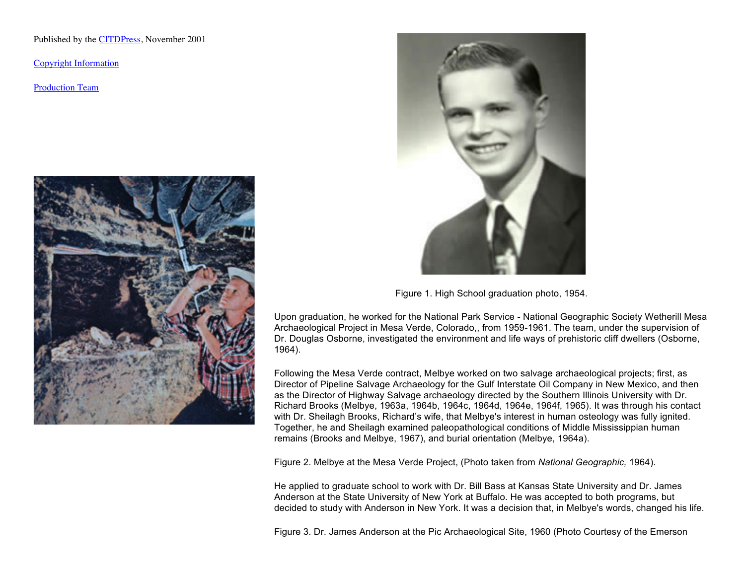Published by the CITDPress, November 2001

Copyright Information

Production Team

Figure 1. High School graduation photo, 1954.

Upon graduation, he worked for the National Park Service - National Geographic Society Wetherill Mesa Archaeological Project in Mesa Verde, Colorado,, from 1959-1961. The team, under the supervision of Dr. Douglas Osborne, investigated the environment and life ways of prehistoric cliff dwellers (Osborne, 1964).

Following the Mesa Verde contract, Melbye worked on two salvage archaeological projects; first, as Director of Pipeline Salvage Archaeology for the Gulf Interstate Oil Company in New Mexico, and then as the Director of Highway Salvage archaeology directed by the Southern Illinois University with Dr. Richard Brooks (Melbye, 1963a, 1964b, 1964c, 1964d, 1964e, 1964f, 1965). It was through his contact with Dr. Sheilagh Brooks, Richard's wife, that Melbye's interest in human osteology was fully ignited. Together, he and Sheilagh examined paleopathological conditions of Middle Mississippian human remains (Brooks and Melbye, 1967), and burial orientation (Melbye, 1964a).

Figure 2. Melbye at the Mesa Verde Project, (Photo taken from *National Geographic,* 1964).

He applied to graduate school to work with Dr. Bill Bass at Kansas State University and Dr. James Anderson at the State University of New York at Buffalo. He was accepted to both programs, but decided to study with Anderson in New York. It was a decision that, in Melbye's words, changed his life.

Figure 3. Dr. James Anderson at the Pic Archaeological Site, 1960 (Photo Courtesy of the Emerson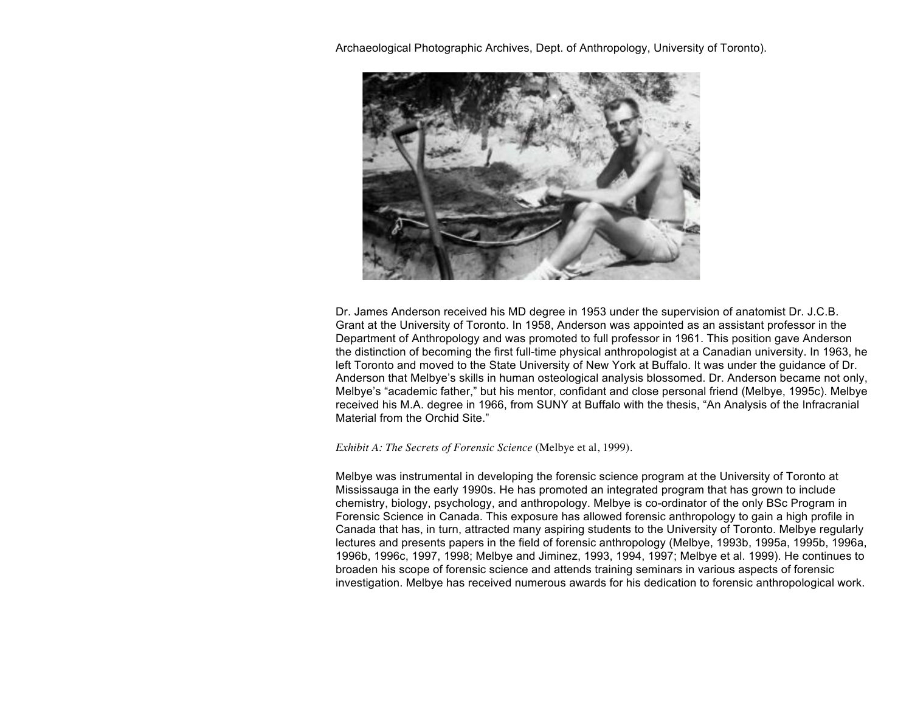Archaeological Photographic Archives, Dept. of Anthropology, University of Toronto).

Dr. James Anderson received his MD degree in 1953 under the supervision of anatomist Dr. J.C.B. Grant at the University of Toronto. In 1958, Anderson was appointed as an assistant professor in the Department of Anthropology and was promoted to full professor in 1961. This position gave Anderson the distinction of becoming the first full-time physical anthropologist at a Canadian university. In 1963, he left Toronto and moved to the State University of New York at Buffalo. It was under the guidance of Dr. Anderson that Melbye's skills in human osteological analysis blossomed. Dr. Anderson became not only, Melbye's "academic father," but his mentor, confidant and close personal friend (Melbye, 1995c). Melbye received his M.A. degree in 1966, from SUNY at Buffalo with the thesis, "An Analysis of the Infracranial Material from the Orchid Site."

*Exhibit A: The Secrets of Forensic Science* (Melbye et al, 1999).

Melbye was instrumental in developing the forensic science program at the University of Toronto at Mississauga in the early 1990s. He has promoted an integrated program that has grown to include chemistry, biology, psychology, and anthropology. Melbye is co-ordinator of the only BSc Program in Forensic Science in Canada. This exposure has allowed forensic anthropology to gain a high profile in Canada that has, in turn, attracted many aspiring students to the University of Toronto. Melbye regularly lectures and presents papers in the field of forensic anthropology (Melbye, 1993b, 1995a, 1995b, 1996a, 1996b, 1996c, 1997, 1998; Melbye and Jiminez, 1993, 1994, 1997; Melbye et al. 1999). He continues to broaden his scope of forensic science and attends training seminars in various aspects of forensic investigation. Melbye has received numerous awards for his dedication to forensic anthropological work.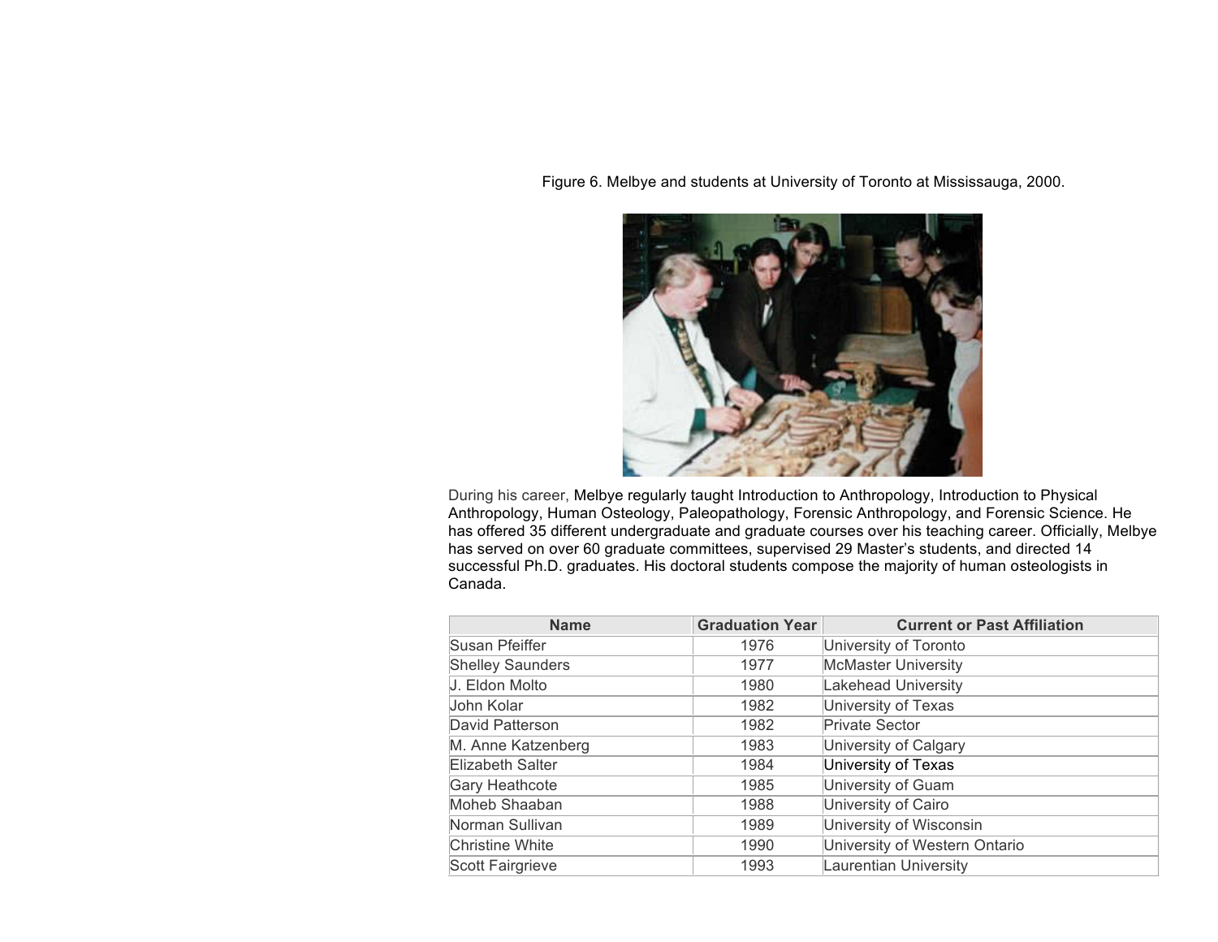Figure 6. Melbye and students at University of Toronto at Mississauga, 2000.

During his career, Melbye regularly taught Introduction to Anthropology, Introduction to Physical Anthropology, Human Osteology, Paleopathology, Forensic Anthropology, and Forensic Science. He has offered 35 different undergraduate and graduate courses over his teaching career. Officially, Melbye has served on over 60 graduate committees, supervised 29 Master's students, and directed 14 successful Ph.D. graduates. His doctoral students compose the majority of human osteologists in Canada.

| Name | Graduation Year | Current or Past Affiliation |
| --- | --- | --- |
| Susan Pfeiffer | 1976 | University of Toronto |
| Shelley Saunders | 1977 | McMaster University |
| J. Eldon Molto | 1980 | Lakehead University |
| John Kolar | 1982 | University of Texas |
| David Patterson | 1982 | Private Sector |
| M. Anne Katzenberg | 1983 | University of Calgary |
| Elizabeth Salter | 1984 | University of Texas |
| Gary Heathcote | 1985 | University of Guam |
| Moheb Shaaban | 1988 | University of Cairo |
| Norman Sullivan | 1989 | University of Wisconsin |
| Christine White | 1990 | University of Western Ontario |
| Scott Fairgrieve | 1993 | Laurentian University |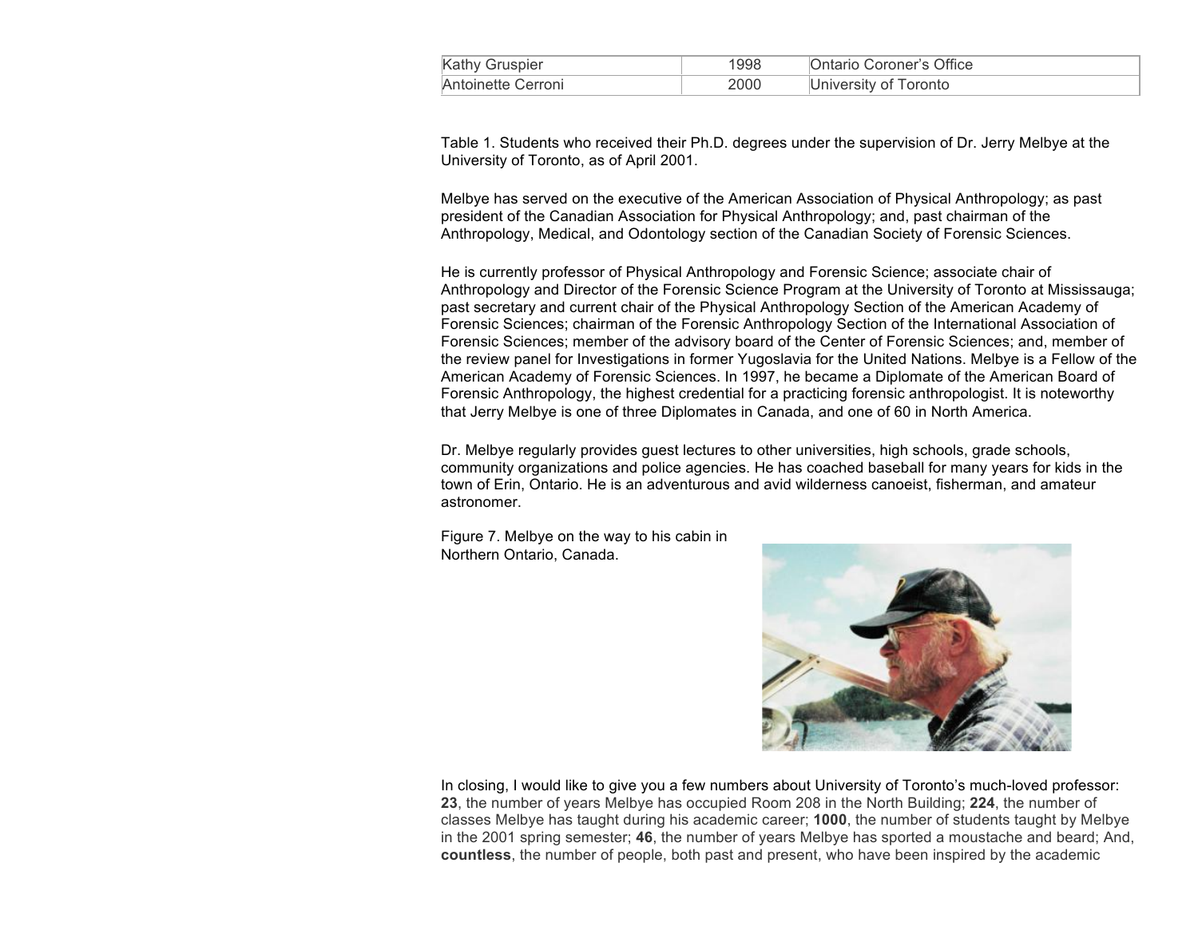| | | |
|---|---|---|
| Kathy Gruspier | 1998 | Ontario Coroner's Office |
| Antoinette Cerroni | 2000 | University of Toronto |

Table 1. Students who received their Ph.D. degrees under the supervision of Dr. Jerry Melbye at the University of Toronto, as of April 2001.

Melbye has served on the executive of the American Association of Physical Anthropology; as past president of the Canadian Association for Physical Anthropology; and, past chairman of the Anthropology, Medical, and Odontology section of the Canadian Society of Forensic Sciences.

He is currently professor of Physical Anthropology and Forensic Science; associate chair of Anthropology and Director of the Forensic Science Program at the University of Toronto at Mississauga; past secretary and current chair of the Physical Anthropology Section of the American Academy of Forensic Sciences; chairman of the Forensic Anthropology Section of the International Association of Forensic Sciences; member of the advisory board of the Center of Forensic Sciences; and, member of the review panel for Investigations in former Yugoslavia for the United Nations. Melbye is a Fellow of the American Academy of Forensic Sciences. In 1997, he became a Diplomate of the American Board of Forensic Anthropology, the highest credential for a practicing forensic anthropologist. It is noteworthy that Jerry Melbye is one of three Diplomates in Canada, and one of 60 in North America.

Dr. Melbye regularly provides guest lectures to other universities, high schools, grade schools, community organizations and police agencies. He has coached baseball for many years for kids in the town of Erin, Ontario. He is an adventurous and avid wilderness canoeist, fisherman, and amateur astronomer.

Figure 7. Melbye on the way to his cabin in Northern Ontario, Canada.

In closing, I would like to give you a few numbers about University of Toronto's much-loved professor: **23**, the number of years Melbye has occupied Room 208 in the North Building; **224**, the number of classes Melbye has taught during his academic career; **1000**, the number of students taught by Melbye in the 2001 spring semester; **46**, the number of years Melbye has sported a moustache and beard; And, **countless**, the number of people, both past and present, who have been inspired by the academic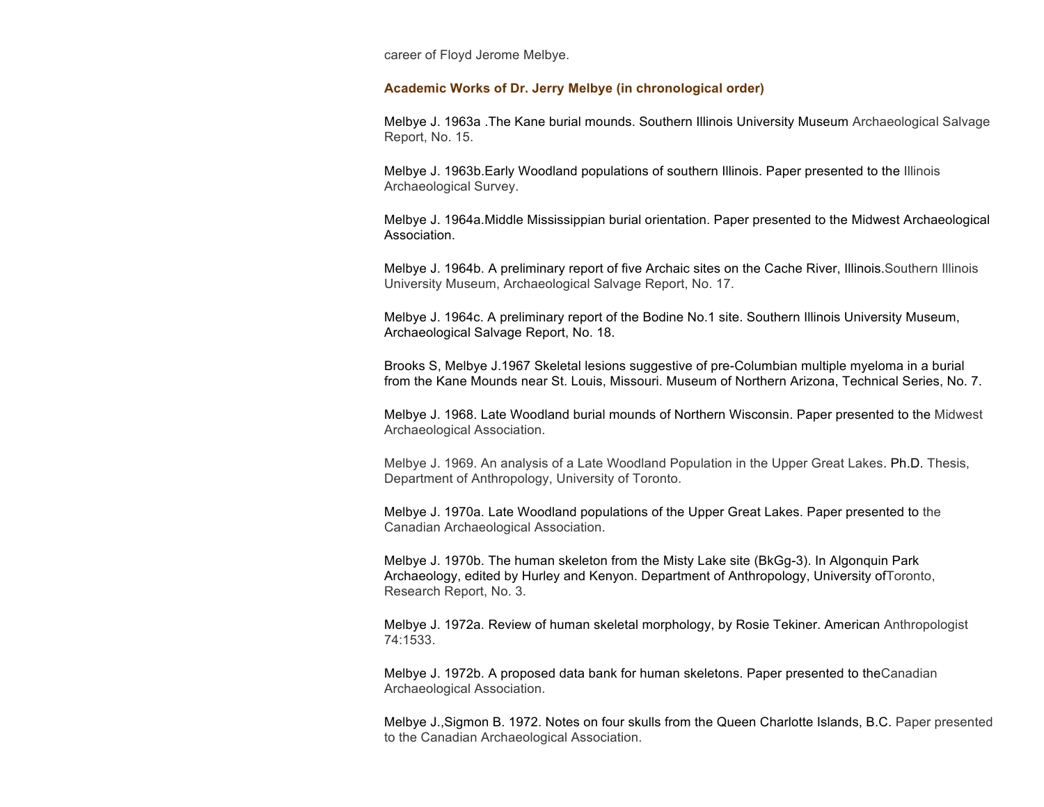career of Floyd Jerome Melbye.

## Academic Works of Dr. Jerry Melbye (in chronological order)

Melbye J. 1963a .The Kane burial mounds. Southern Illinois University Museum Archaeological Salvage Report, No. 15.

Melbye J. 1963b.Early Woodland populations of southern Illinois. Paper presented to the Illinois Archaeological Survey.

Melbye J. 1964a.Middle Mississippian burial orientation. Paper presented to the Midwest Archaeological Association.

Melbye J. 1964b. A preliminary report of five Archaic sites on the Cache River, Illinois.Southern Illinois University Museum, Archaeological Salvage Report, No. 17.

Melbye J. 1964c. A preliminary report of the Bodine No.1 site. Southern Illinois University Museum, Archaeological Salvage Report, No. 18.

Brooks S, Melbye J.1967 Skeletal lesions suggestive of pre-Columbian multiple myeloma in a burial from the Kane Mounds near St. Louis, Missouri. Museum of Northern Arizona, Technical Series, No. 7.

Melbye J. 1968. Late Woodland burial mounds of Northern Wisconsin. Paper presented to the Midwest Archaeological Association.

Melbye J. 1969. An analysis of a Late Woodland Population in the Upper Great Lakes. Ph.D. Thesis, Department of Anthropology, University of Toronto.

Melbye J. 1970a. Late Woodland populations of the Upper Great Lakes. Paper presented to the Canadian Archaeological Association.

Melbye J. 1970b. The human skeleton from the Misty Lake site (BkGg-3). In Algonquin Park Archaeology, edited by Hurley and Kenyon. Department of Anthropology, University ofToronto, Research Report, No. 3.

Melbye J. 1972a. Review of human skeletal morphology, by Rosie Tekiner. American Anthropologist 74:1533.

Melbye J. 1972b. A proposed data bank for human skeletons. Paper presented to theCanadian Archaeological Association.

Melbye J.,Sigmon B. 1972. Notes on four skulls from the Queen Charlotte Islands, B.C. Paper presented to the Canadian Archaeological Association.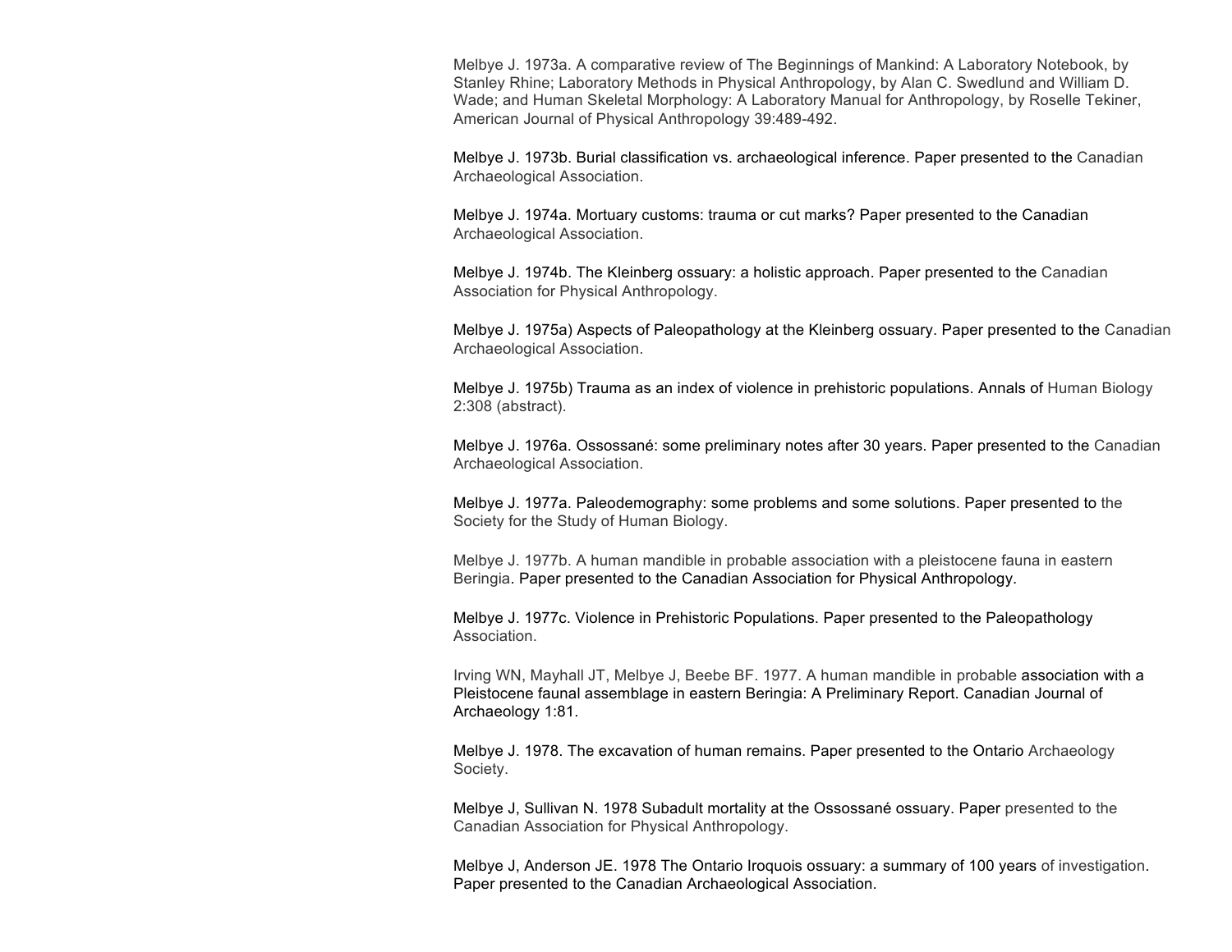Melbye J. 1973a. A comparative review of The Beginnings of Mankind: A Laboratory Notebook, by Stanley Rhine; Laboratory Methods in Physical Anthropology, by Alan C. Swedlund and William D. Wade; and Human Skeletal Morphology: A Laboratory Manual for Anthropology, by Roselle Tekiner, American Journal of Physical Anthropology 39:489-492.

Melbye J. 1973b. Burial classification vs. archaeological inference. Paper presented to the Canadian Archaeological Association.

Melbye J. 1974a. Mortuary customs: trauma or cut marks? Paper presented to the Canadian Archaeological Association.

Melbye J. 1974b. The Kleinberg ossuary: a holistic approach. Paper presented to the Canadian Association for Physical Anthropology.

Melbye J. 1975a) Aspects of Paleopathology at the Kleinberg ossuary. Paper presented to the Canadian Archaeological Association.

Melbye J. 1975b) Trauma as an index of violence in prehistoric populations. Annals of Human Biology 2:308 (abstract).

Melbye J. 1976a. Ossossané: some preliminary notes after 30 years. Paper presented to the Canadian Archaeological Association.

Melbye J. 1977a. Paleodemography: some problems and some solutions. Paper presented to the Society for the Study of Human Biology.

Melbye J. 1977b. A human mandible in probable association with a pleistocene fauna in eastern Beringia. Paper presented to the Canadian Association for Physical Anthropology.

Melbye J. 1977c. Violence in Prehistoric Populations. Paper presented to the Paleopathology Association.

Irving WN, Mayhall JT, Melbye J, Beebe BF. 1977. A human mandible in probable association with a Pleistocene faunal assemblage in eastern Beringia: A Preliminary Report. Canadian Journal of Archaeology 1:81.

Melbye J. 1978. The excavation of human remains. Paper presented to the Ontario Archaeology Society.

Melbye J, Sullivan N. 1978 Subadult mortality at the Ossossané ossuary. Paper presented to the Canadian Association for Physical Anthropology.

Melbye J, Anderson JE. 1978 The Ontario Iroquois ossuary: a summary of 100 years of investigation. Paper presented to the Canadian Archaeological Association.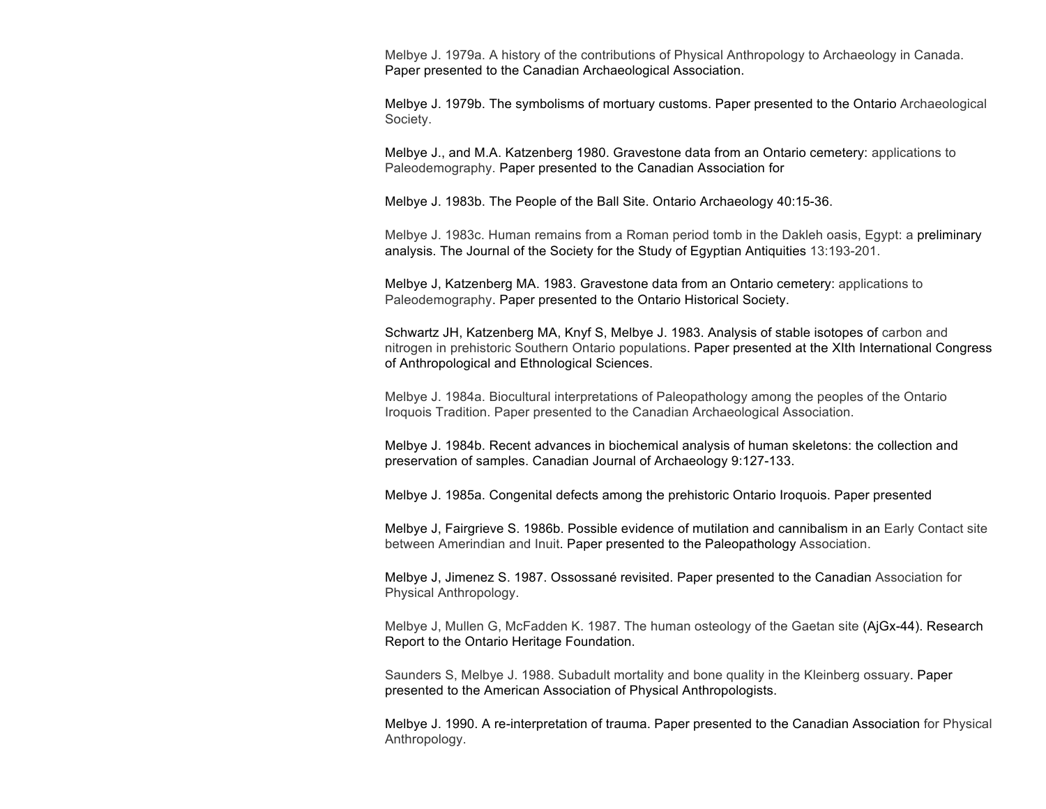Melbye J. 1979a. A history of the contributions of Physical Anthropology to Archaeology in Canada. Paper presented to the Canadian Archaeological Association.

Melbye J. 1979b. The symbolisms of mortuary customs. Paper presented to the Ontario Archaeological Society.

Melbye J., and M.A. Katzenberg 1980. Gravestone data from an Ontario cemetery: applications to Paleodemography. Paper presented to the Canadian Association for

Melbye J. 1983b. The People of the Ball Site. Ontario Archaeology 40:15-36.

Melbye J. 1983c. Human remains from a Roman period tomb in the Dakleh oasis, Egypt: a preliminary analysis. The Journal of the Society for the Study of Egyptian Antiquities 13:193-201.

Melbye J, Katzenberg MA. 1983. Gravestone data from an Ontario cemetery: applications to Paleodemography. Paper presented to the Ontario Historical Society.

Schwartz JH, Katzenberg MA, Knyf S, Melbye J. 1983. Analysis of stable isotopes of carbon and nitrogen in prehistoric Southern Ontario populations. Paper presented at the XIth International Congress of Anthropological and Ethnological Sciences.

Melbye J. 1984a. Biocultural interpretations of Paleopathology among the peoples of the Ontario Iroquois Tradition. Paper presented to the Canadian Archaeological Association.

Melbye J. 1984b. Recent advances in biochemical analysis of human skeletons: the collection and preservation of samples. Canadian Journal of Archaeology 9:127-133.

Melbye J. 1985a. Congenital defects among the prehistoric Ontario Iroquois. Paper presented

Melbye J, Fairgrieve S. 1986b. Possible evidence of mutilation and cannibalism in an Early Contact site between Amerindian and Inuit. Paper presented to the Paleopathology Association.

Melbye J, Jimenez S. 1987. Ossossané revisited. Paper presented to the Canadian Association for Physical Anthropology.

Melbye J, Mullen G, McFadden K. 1987. The human osteology of the Gaetan site (AjGx-44). Research Report to the Ontario Heritage Foundation.

Saunders S, Melbye J. 1988. Subadult mortality and bone quality in the Kleinberg ossuary. Paper presented to the American Association of Physical Anthropologists.

Melbye J. 1990. A re-interpretation of trauma. Paper presented to the Canadian Association for Physical Anthropology.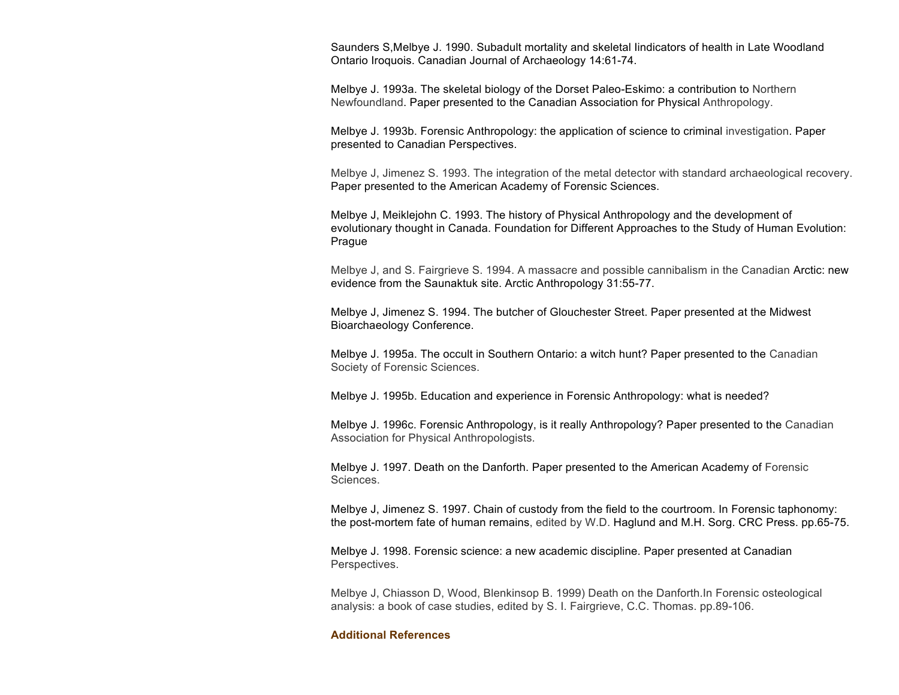Saunders S,Melbye J. 1990. Subadult mortality and skeletal Iindicators of health in Late Woodland Ontario Iroquois. Canadian Journal of Archaeology 14:61-74.

Melbye J. 1993a. The skeletal biology of the Dorset Paleo-Eskimo: a contribution to Northern Newfoundland. Paper presented to the Canadian Association for Physical Anthropology.

Melbye J. 1993b. Forensic Anthropology: the application of science to criminal investigation. Paper presented to Canadian Perspectives.

Melbye J, Jimenez S. 1993. The integration of the metal detector with standard archaeological recovery. Paper presented to the American Academy of Forensic Sciences.

Melbye J, Meiklejohn C. 1993. The history of Physical Anthropology and the development of evolutionary thought in Canada. Foundation for Different Approaches to the Study of Human Evolution: Prague

Melbye J, and S. Fairgrieve S. 1994. A massacre and possible cannibalism in the Canadian Arctic: new evidence from the Saunaktuk site. Arctic Anthropology 31:55-77.

Melbye J, Jimenez S. 1994. The butcher of Glouchester Street. Paper presented at the Midwest Bioarchaeology Conference.

Melbye J. 1995a. The occult in Southern Ontario: a witch hunt? Paper presented to the Canadian Society of Forensic Sciences.

Melbye J. 1995b. Education and experience in Forensic Anthropology: what is needed?

Melbye J. 1996c. Forensic Anthropology, is it really Anthropology? Paper presented to the Canadian Association for Physical Anthropologists.

Melbye J. 1997. Death on the Danforth. Paper presented to the American Academy of Forensic Sciences.

Melbye J, Jimenez S. 1997. Chain of custody from the field to the courtroom. In Forensic taphonomy: the post-mortem fate of human remains, edited by W.D. Haglund and M.H. Sorg. CRC Press. pp.65-75.

Melbye J. 1998. Forensic science: a new academic discipline. Paper presented at Canadian Perspectives.

Melbye J, Chiasson D, Wood, Blenkinsop B. 1999) Death on the Danforth.In Forensic osteological analysis: a book of case studies, edited by S. I. Fairgrieve, C.C. Thomas. pp.89-106.

**Additional References**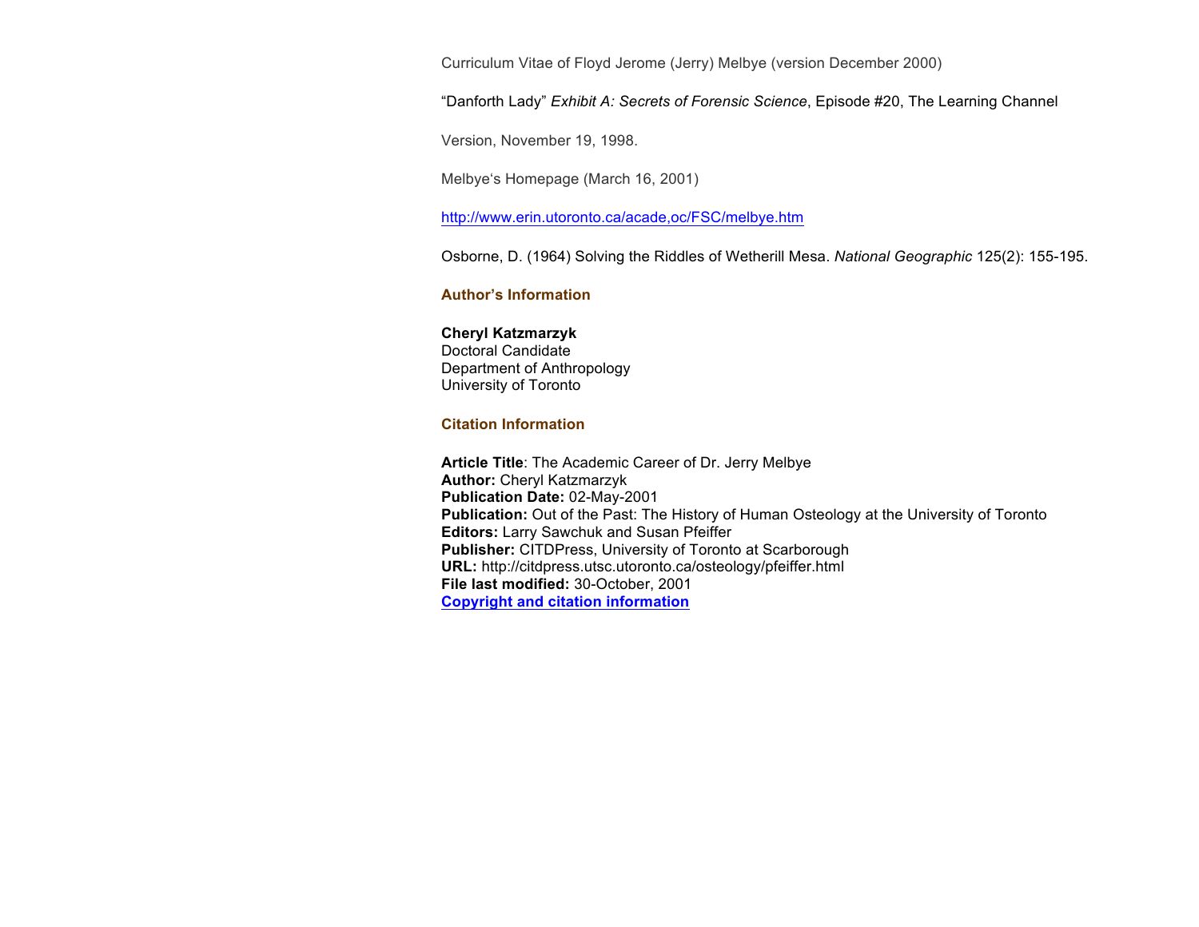Curriculum Vitae of Floyd Jerome (Jerry) Melbye (version December 2000)

"Danforth Lady" *Exhibit A: Secrets of Forensic Science*, Episode #20, The Learning Channel

Version, November 19, 1998.

Melbye's Homepage (March 16, 2001)

http://www.erin.utoronto.ca/acade,oc/FSC/melbye.htm

Osborne, D. (1964) Solving the Riddles of Wetherill Mesa. *National Geographic* 125(2): 155-195.

## Author's Information

**Cheryl Katzmarzyk**
Doctoral Candidate
Department of Anthropology
University of Toronto

## Citation Information

**Article Title**: The Academic Career of Dr. Jerry Melbye
**Author:** Cheryl Katzmarzyk
**Publication Date:** 02-May-2001
**Publication:** Out of the Past: The History of Human Osteology at the University of Toronto
**Editors:** Larry Sawchuk and Susan Pfeiffer
**Publisher:** CITDPress, University of Toronto at Scarborough
**URL:** http://citdpress.utsc.utoronto.ca/osteology/pfeiffer.html
**File last modified:** 30-October, 2001
**Copyright and citation information**